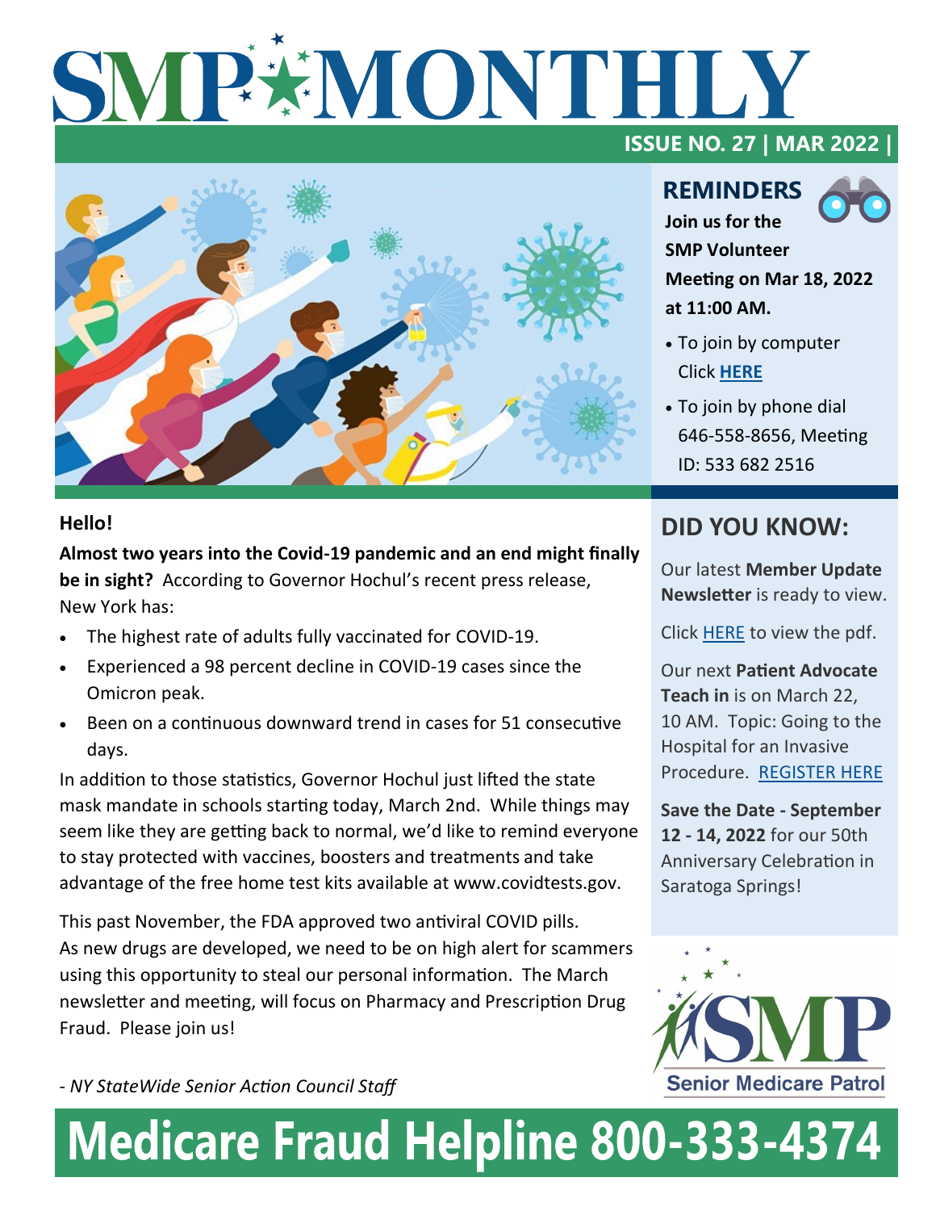# SMP MONTHLY

**ISSUE NO. 27 | MAR 2022 |**

## REMINDERS

**Join us for the SMP Volunteer Meeting on Mar 18, 2022 at 11:00 AM.**

- To join by computer Click **HERE**
- To join by phone dial 646-558-8656, Meeting ID: 533 682 2516

**Hello!**

**Almost two years into the Covid-19 pandemic and an end might finally be in sight?** According to Governor Hochul's recent press release, New York has:

- The highest rate of adults fully vaccinated for COVID-19.
- Experienced a 98 percent decline in COVID-19 cases since the Omicron peak.
- Been on a continuous downward trend in cases for 51 consecutive days.

In addition to those statistics, Governor Hochul just lifted the state mask mandate in schools starting today, March 2nd. While things may seem like they are getting back to normal, we'd like to remind everyone to stay protected with vaccines, boosters and treatments and take advantage of the free home test kits available at www.covidtests.gov.

This past November, the FDA approved two antiviral COVID pills. As new drugs are developed, we need to be on high alert for scammers using this opportunity to steal our personal information. The March newsletter and meeting, will focus on Pharmacy and Prescription Drug Fraud. Please join us!

*- NY StateWide Senior Action Council Staff*

## DID YOU KNOW:

Our latest **Member Update Newsletter** is ready to view.

Click HERE to view the pdf.

Our next **Patient Advocate Teach in** is on March 22, 10 AM. Topic: Going to the Hospital for an Invasive Procedure. REGISTER HERE

**Save the Date - September 12 - 14, 2022** for our 50th Anniversary Celebration in Saratoga Springs!

SMP Senior Medicare Patrol

# Medicare Fraud Helpline 800-333-4374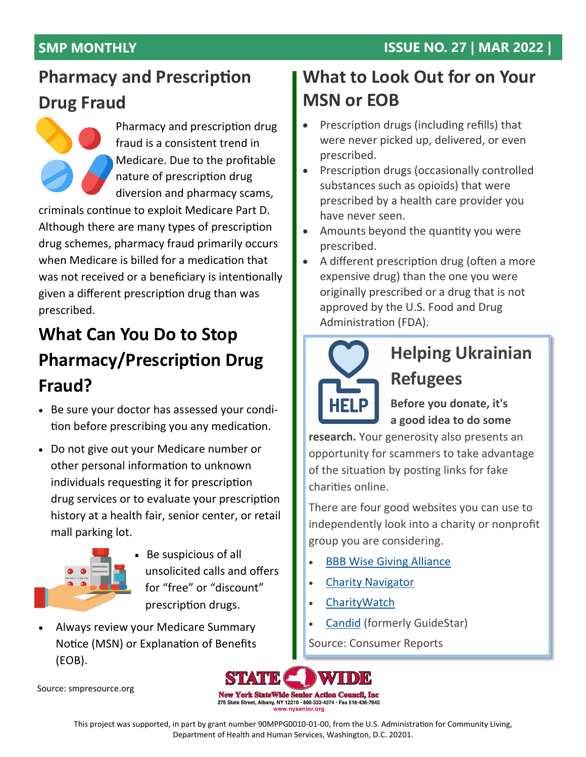## Pharmacy and Prescription Drug Fraud

Pharmacy and prescription drug fraud is a consistent trend in Medicare. Due to the profitable nature of prescription drug diversion and pharmacy scams, criminals continue to exploit Medicare Part D. Although there are many types of prescription drug schemes, pharmacy fraud primarily occurs when Medicare is billed for a medication that was not received or a beneficiary is intentionally given a different prescription drug than was prescribed.

## What Can You Do to Stop Pharmacy/Prescription Drug Fraud?

- Be sure your doctor has assessed your condition before prescribing you any medication.
- Do not give out your Medicare number or other personal information to unknown individuals requesting it for prescription drug services or to evaluate your prescription history at a health fair, senior center, or retail mall parking lot.
- Be suspicious of all unsolicited calls and offers for "free" or "discount" prescription drugs.
- Always review your Medicare Summary Notice (MSN) or Explanation of Benefits (EOB).

Source: smpresource.org

## What to Look Out for on Your MSN or EOB

- Prescription drugs (including refills) that were never picked up, delivered, or even prescribed.
- Prescription drugs (occasionally controlled substances such as opioids) that were prescribed by a health care provider you have never seen.
- Amounts beyond the quantity you were prescribed.
- A different prescription drug (often a more expensive drug) than the one you were originally prescribed or a drug that is not approved by the U.S. Food and Drug Administration (FDA).

## Helping Ukrainian Refugees

**Before you donate, it's a good idea to do some research.** Your generosity also presents an opportunity for scammers to take advantage of the situation by posting links for fake charities online.

There are four good websites you can use to independently look into a charity or nonprofit group you are considering.

- BBB Wise Giving Alliance
- Charity Navigator
- CharityWatch
- Candid (formerly GuideStar)

Source: Consumer Reports

STATE WIDE
New York StateWide Senior Action Council, Inc
275 State Street, Albany, NY 12210 • 800-333-4374 • Fax 518-436-7642
www.nysenior.org

This project was supported, in part by grant number 90MPPG0010-01-00, from the U.S. Administration for Community Living, Department of Health and Human Services, Washington, D.C. 20201.